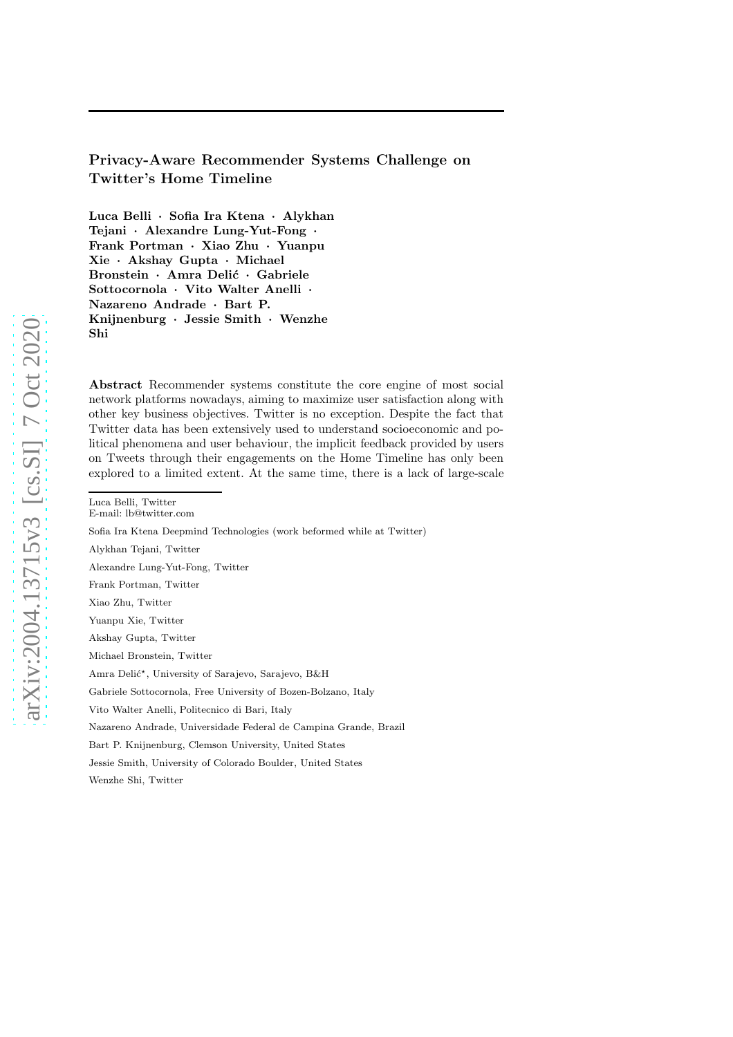# Privacy-Aware Recommender Systems Challenge on Twitter's Home Timeline

**Luca Belli · Sofia Ira Ktena · Alykhan Tejani · Alexandre Lung-Yut-Fong · Frank Portman · Xiao Zhu · Yuanpu Xie · Akshay Gupta · Michael Bronstein · Amra Delić · Gabriele Sottocornola · Vito Walter Anelli · Nazareno Andrade · Bart P. Knijnenburg · Jessie Smith · Wenzhe Shi**

**Abstract** Recommender systems constitute the core engine of most social network platforms nowadays, aiming to maximize user satisfaction along with other key business objectives. Twitter is no exception. Despite the fact that Twitter data has been extensively used to understand socioeconomic and political phenomena and user behaviour, the implicit feedback provided by users on Tweets through their engagements on the Home Timeline has only been explored to a limited extent. At the same time, there is a lack of large-scale

---

Luca Belli, Twitter
E-mail: lb@twitter.com

Sofia Ira Ktena Deepmind Technologies (work beformed while at Twitter)

Alykhan Tejani, Twitter

Alexandre Lung-Yut-Fong, Twitter

Frank Portman, Twitter

Xiao Zhu, Twitter

Yuanpu Xie, Twitter

Akshay Gupta, Twitter

Michael Bronstein, Twitter

Amra Delić*, University of Sarajevo, Sarajevo, B&H

Gabriele Sottocornola, Free University of Bozen-Bolzano, Italy

Vito Walter Anelli, Politecnico di Bari, Italy

Nazareno Andrade, Universidade Federal de Campina Grande, Brazil

Bart P. Knijnenburg, Clemson University, United States

Jessie Smith, University of Colorado Boulder, United States

Wenzhe Shi, Twitter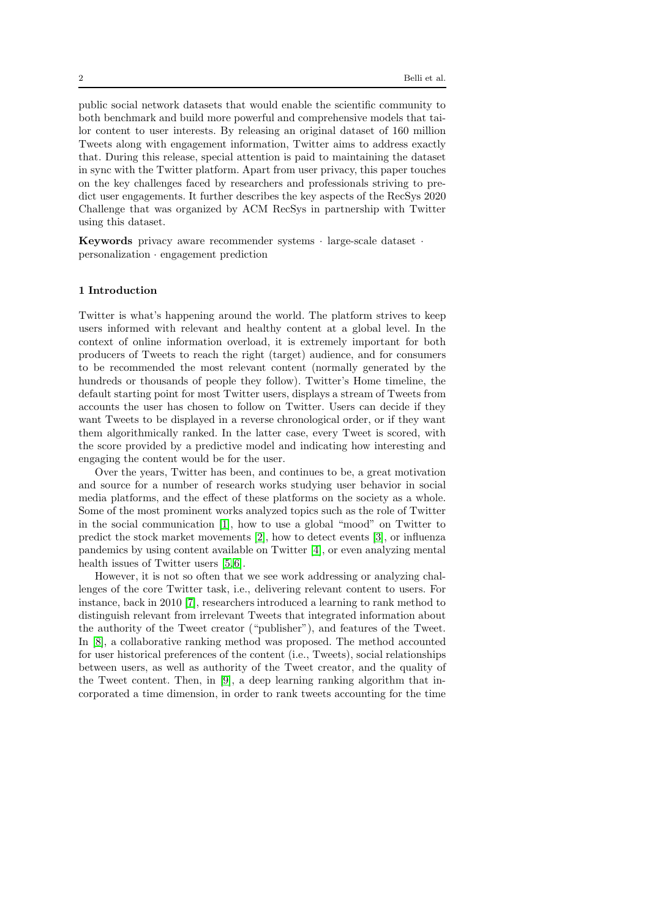public social network datasets that would enable the scientific community to both benchmark and build more powerful and comprehensive models that tailor content to user interests. By releasing an original dataset of 160 million Tweets along with engagement information, Twitter aims to address exactly that. During this release, special attention is paid to maintaining the dataset in sync with the Twitter platform. Apart from user privacy, this paper touches on the key challenges faced by researchers and professionals striving to predict user engagements. It further describes the key aspects of the RecSys 2020 Challenge that was organized by ACM RecSys in partnership with Twitter using this dataset.

**Keywords** privacy aware recommender systems · large-scale dataset · personalization · engagement prediction

## 1 Introduction

Twitter is what's happening around the world. The platform strives to keep users informed with relevant and healthy content at a global level. In the context of online information overload, it is extremely important for both producers of Tweets to reach the right (target) audience, and for consumers to be recommended the most relevant content (normally generated by the hundreds or thousands of people they follow). Twitter's Home timeline, the default starting point for most Twitter users, displays a stream of Tweets from accounts the user has chosen to follow on Twitter. Users can decide if they want Tweets to be displayed in a reverse chronological order, or if they want them algorithmically ranked. In the latter case, every Tweet is scored, with the score provided by a predictive model and indicating how interesting and engaging the content would be for the user.

Over the years, Twitter has been, and continues to be, a great motivation and source for a number of research works studying user behavior in social media platforms, and the effect of these platforms on the society as a whole. Some of the most prominent works analyzed topics such as the role of Twitter in the social communication [1], how to use a global "mood" on Twitter to predict the stock market movements [2], how to detect events [3], or influenza pandemics by using content available on Twitter [4], or even analyzing mental health issues of Twitter users [5,6].

However, it is not so often that we see work addressing or analyzing challenges of the core Twitter task, i.e., delivering relevant content to users. For instance, back in 2010 [7], researchers introduced a learning to rank method to distinguish relevant from irrelevant Tweets that integrated information about the authority of the Tweet creator ("publisher"), and features of the Tweet. In [8], a collaborative ranking method was proposed. The method accounted for user historical preferences of the content (i.e., Tweets), social relationships between users, as well as authority of the Tweet creator, and the quality of the Tweet content. Then, in [9], a deep learning ranking algorithm that incorporated a time dimension, in order to rank tweets accounting for the time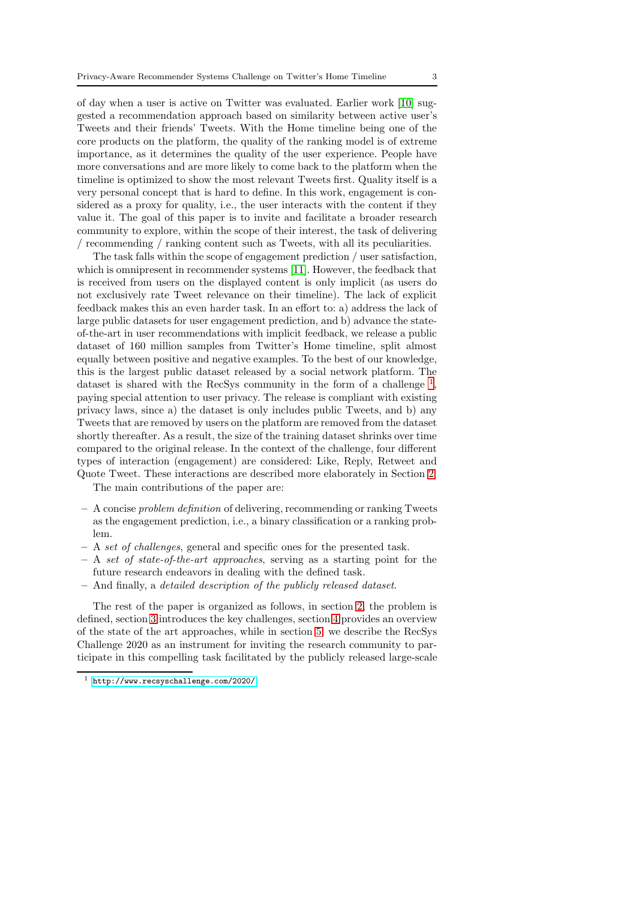of day when a user is active on Twitter was evaluated. Earlier work [10] suggested a recommendation approach based on similarity between active user's Tweets and their friends' Tweets. With the Home timeline being one of the core products on the platform, the quality of the ranking model is of extreme importance, as it determines the quality of the user experience. People have more conversations and are more likely to come back to the platform when the timeline is optimized to show the most relevant Tweets first. Quality itself is a very personal concept that is hard to define. In this work, engagement is considered as a proxy for quality, i.e., the user interacts with the content if they value it. The goal of this paper is to invite and facilitate a broader research community to explore, within the scope of their interest, the task of delivering / recommending / ranking content such as Tweets, with all its peculiarities.

The task falls within the scope of engagement prediction / user satisfaction, which is omnipresent in recommender systems [11]. However, the feedback that is received from users on the displayed content is only implicit (as users do not exclusively rate Tweet relevance on their timeline). The lack of explicit feedback makes this an even harder task. In an effort to: a) address the lack of large public datasets for user engagement prediction, and b) advance the state-of-the-art in user recommendations with implicit feedback, we release a public dataset of 160 million samples from Twitter's Home timeline, split almost equally between positive and negative examples. To the best of our knowledge, this is the largest public dataset released by a social network platform. The dataset is shared with the RecSys community in the form of a challenge [1], paying special attention to user privacy. The release is compliant with existing privacy laws, since a) the dataset is only includes public Tweets, and b) any Tweets that are removed by users on the platform are removed from the dataset shortly thereafter. As a result, the size of the training dataset shrinks over time compared to the original release. In the context of the challenge, four different types of interaction (engagement) are considered: Like, Reply, Retweet and Quote Tweet. These interactions are described more elaborately in Section 2.

The main contributions of the paper are:

- A concise *problem definition* of delivering, recommending or ranking Tweets as the engagement prediction, i.e., a binary classification or a ranking problem.
- A *set of challenges*, general and specific ones for the presented task.
- A *set of state-of-the-art approaches*, serving as a starting point for the future research endeavors in dealing with the defined task.
- And finally, a *detailed description of the publicly released dataset*.

The rest of the paper is organized as follows, in section 2, the problem is defined, section 3 introduces the key challenges, section 4 provides an overview of the state of the art approaches, while in section 5, we describe the RecSys Challenge 2020 as an instrument for inviting the research community to participate in this compelling task facilitated by the publicly released large-scale

[1] http://www.recsyschallenge.com/2020/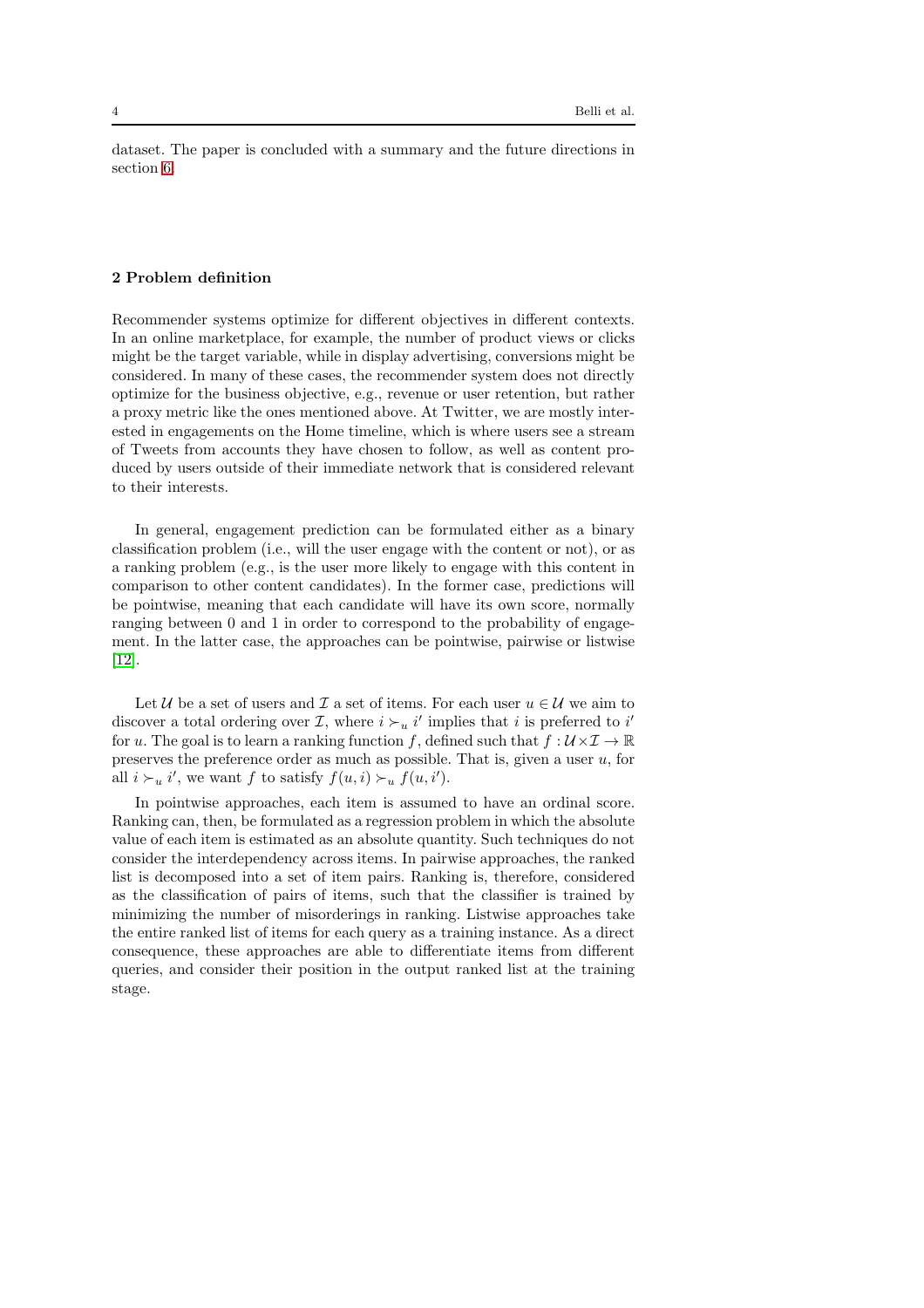dataset. The paper is concluded with a summary and the future directions in section 6.

## 2 Problem definition

Recommender systems optimize for different objectives in different contexts. In an online marketplace, for example, the number of product views or clicks might be the target variable, while in display advertising, conversions might be considered. In many of these cases, the recommender system does not directly optimize for the business objective, e.g., revenue or user retention, but rather a proxy metric like the ones mentioned above. At Twitter, we are mostly interested in engagements on the Home timeline, which is where users see a stream of Tweets from accounts they have chosen to follow, as well as content produced by users outside of their immediate network that is considered relevant to their interests.

In general, engagement prediction can be formulated either as a binary classification problem (i.e., will the user engage with the content or not), or as a ranking problem (e.g., is the user more likely to engage with this content in comparison to other content candidates). In the former case, predictions will be pointwise, meaning that each candidate will have its own score, normally ranging between 0 and 1 in order to correspond to the probability of engagement. In the latter case, the approaches can be pointwise, pairwise or listwise [12].

Let $\mathcal{U}$ be a set of users and $\mathcal{I}$ a set of items. For each user $u \in \mathcal{U}$ we aim to discover a total ordering over $\mathcal{I}$, where $i \succ_u i'$ implies that $i$ is preferred to $i'$ for $u$. The goal is to learn a ranking function $f$, defined such that $f : \mathcal{U} \times \mathcal{I} \rightarrow \mathbb{R}$ preserves the preference order as much as possible. That is, given a user $u$, for all $i \succ_u i'$, we want $f$ to satisfy $f(u, i) \succ_u f(u, i')$.

In pointwise approaches, each item is assumed to have an ordinal score. Ranking can, then, be formulated as a regression problem in which the absolute value of each item is estimated as an absolute quantity. Such techniques do not consider the interdependency across items. In pairwise approaches, the ranked list is decomposed into a set of item pairs. Ranking is, therefore, considered as the classification of pairs of items, such that the classifier is trained by minimizing the number of misorderings in ranking. Listwise approaches take the entire ranked list of items for each query as a training instance. As a direct consequence, these approaches are able to differentiate items from different queries, and consider their position in the output ranked list at the training stage.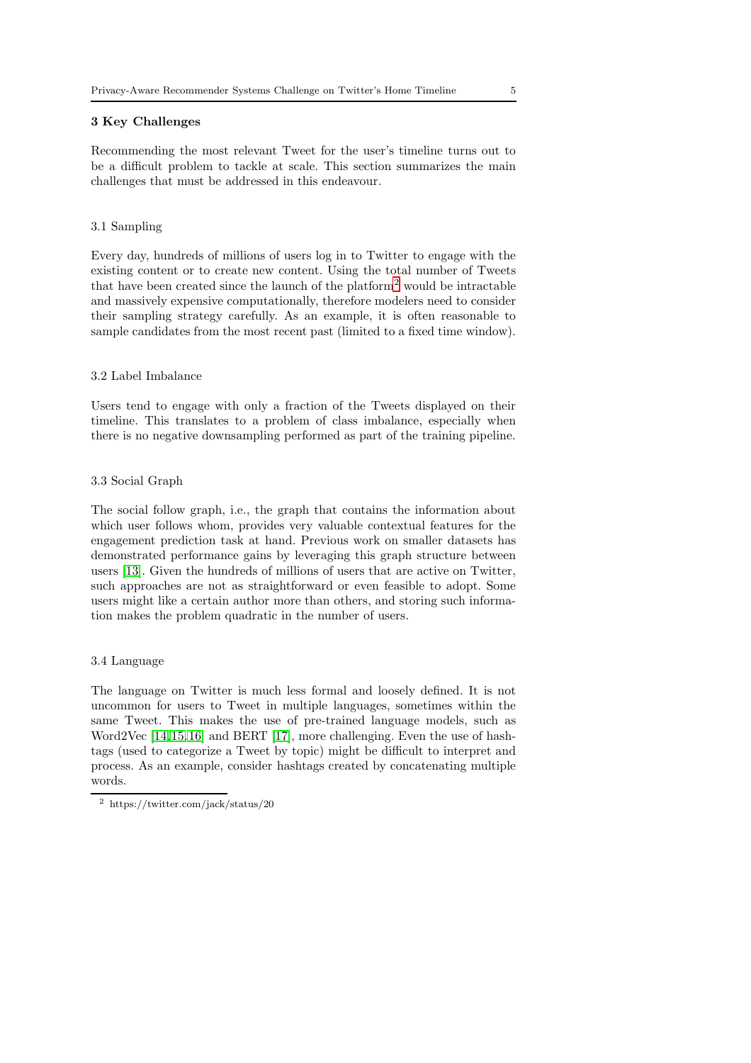## 3 Key Challenges

Recommending the most relevant Tweet for the user's timeline turns out to be a difficult problem to tackle at scale. This section summarizes the main challenges that must be addressed in this endeavour.

### 3.1 Sampling

Every day, hundreds of millions of users log in to Twitter to engage with the existing content or to create new content. Using the total number of Tweets that have been created since the launch of the platform[2] would be intractable and massively expensive computationally, therefore modelers need to consider their sampling strategy carefully. As an example, it is often reasonable to sample candidates from the most recent past (limited to a fixed time window).

### 3.2 Label Imbalance

Users tend to engage with only a fraction of the Tweets displayed on their timeline. This translates to a problem of class imbalance, especially when there is no negative downsampling performed as part of the training pipeline.

### 3.3 Social Graph

The social follow graph, i.e., the graph that contains the information about which user follows whom, provides very valuable contextual features for the engagement prediction task at hand. Previous work on smaller datasets has demonstrated performance gains by leveraging this graph structure between users [13]. Given the hundreds of millions of users that are active on Twitter, such approaches are not as straightforward or even feasible to adopt. Some users might like a certain author more than others, and storing such information makes the problem quadratic in the number of users.

### 3.4 Language

The language on Twitter is much less formal and loosely defined. It is not uncommon for users to Tweet in multiple languages, sometimes within the same Tweet. This makes the use of pre-trained language models, such as Word2Vec [14,15,16] and BERT [17], more challenging. Even the use of hashtags (used to categorize a Tweet by topic) might be difficult to interpret and process. As an example, consider hashtags created by concatenating multiple words.

[2] https://twitter.com/jack/status/20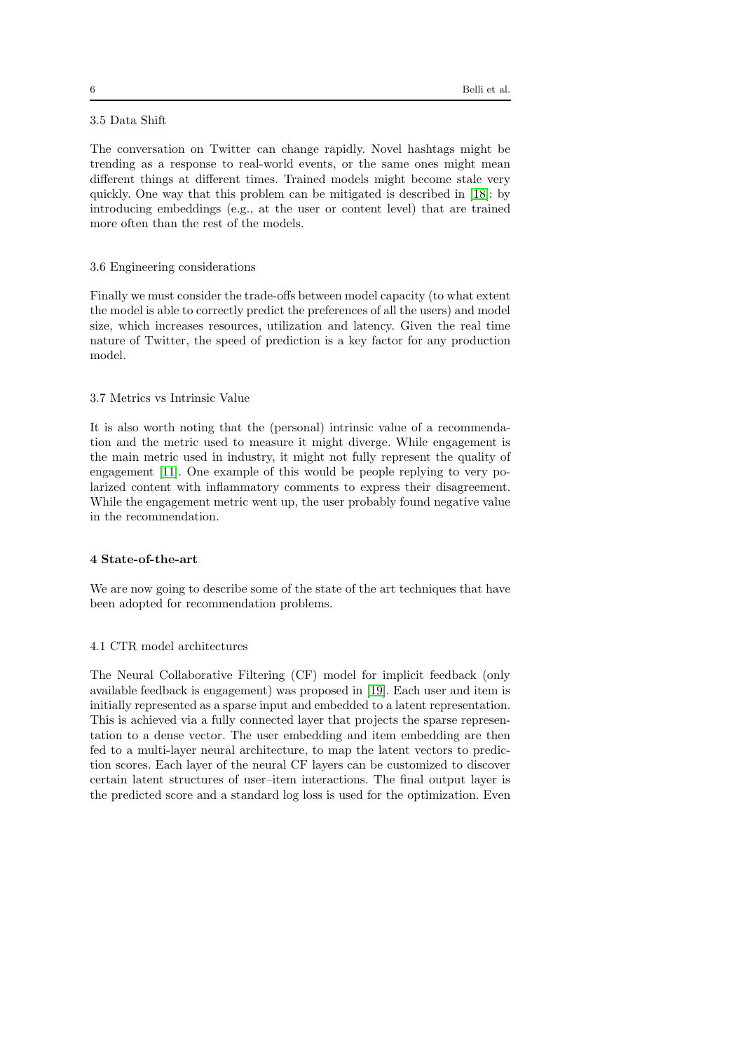### 3.5 Data Shift

The conversation on Twitter can change rapidly. Novel hashtags might be trending as a response to real-world events, or the same ones might mean different things at different times. Trained models might become stale very quickly. One way that this problem can be mitigated is described in [18]: by introducing embeddings (e.g., at the user or content level) that are trained more often than the rest of the models.

### 3.6 Engineering considerations

Finally we must consider the trade-offs between model capacity (to what extent the model is able to correctly predict the preferences of all the users) and model size, which increases resources, utilization and latency. Given the real time nature of Twitter, the speed of prediction is a key factor for any production model.

### 3.7 Metrics vs Intrinsic Value

It is also worth noting that the (personal) intrinsic value of a recommendation and the metric used to measure it might diverge. While engagement is the main metric used in industry, it might not fully represent the quality of engagement [11]. One example of this would be people replying to very polarized content with inflammatory comments to express their disagreement. While the engagement metric went up, the user probably found negative value in the recommendation.

## 4 State-of-the-art

We are now going to describe some of the state of the art techniques that have been adopted for recommendation problems.

### 4.1 CTR model architectures

The Neural Collaborative Filtering (CF) model for implicit feedback (only available feedback is engagement) was proposed in [19]. Each user and item is initially represented as a sparse input and embedded to a latent representation. This is achieved via a fully connected layer that projects the sparse representation to a dense vector. The user embedding and item embedding are then fed to a multi-layer neural architecture, to map the latent vectors to prediction scores. Each layer of the neural CF layers can be customized to discover certain latent structures of user–item interactions. The final output layer is the predicted score and a standard log loss is used for the optimization. Even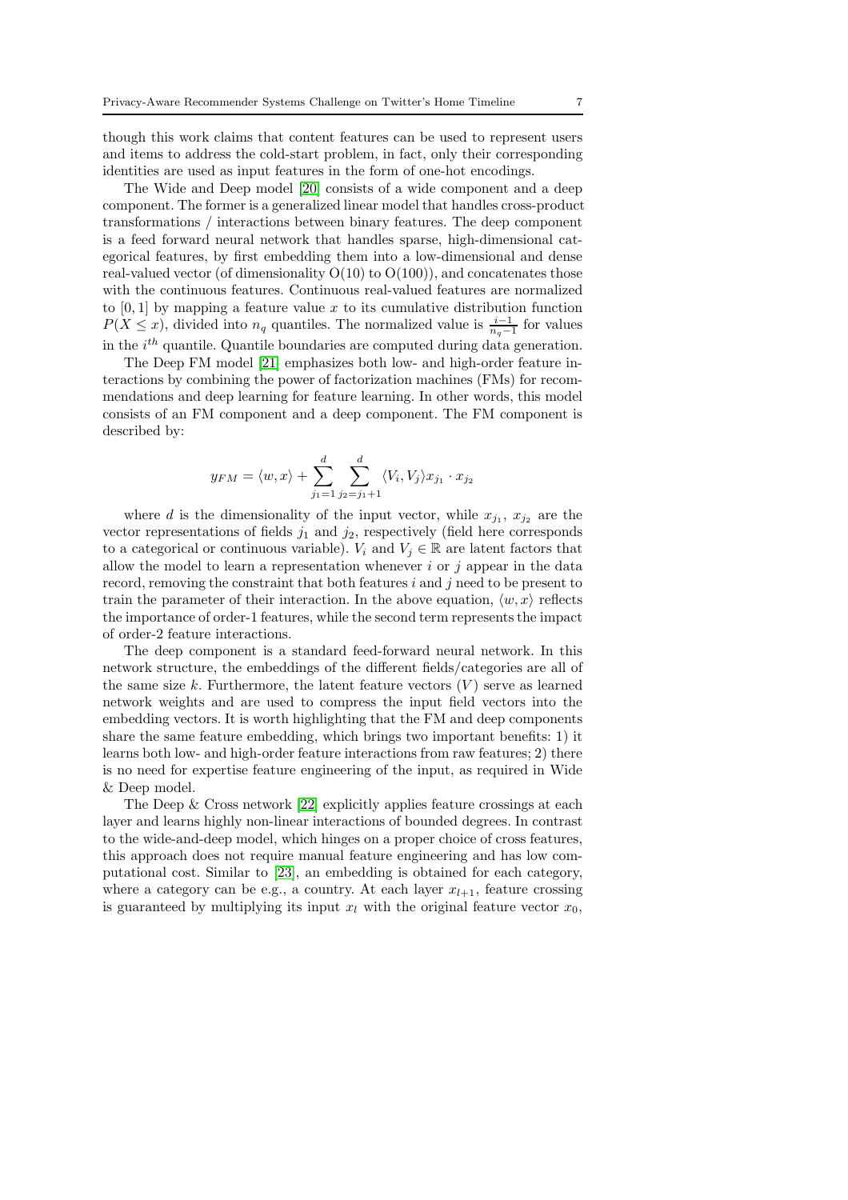though this work claims that content features can be used to represent users and items to address the cold-start problem, in fact, only their corresponding identities are used as input features in the form of one-hot encodings.

The Wide and Deep model [20] consists of a wide component and a deep component. The former is a generalized linear model that handles cross-product transformations / interactions between binary features. The deep component is a feed forward neural network that handles sparse, high-dimensional categorical features, by first embedding them into a low-dimensional and dense real-valued vector (of dimensionality O(10) to O(100)), and concatenates those with the continuous features. Continuous real-valued features are normalized to $[0, 1]$ by mapping a feature value $x$ to its cumulative distribution function $P(X \leq x)$, divided into $n_q$ quantiles. The normalized value is $\frac{i-1}{n_q-1}$ for values in the $i^{th}$ quantile. Quantile boundaries are computed during data generation.

The Deep FM model [21] emphasizes both low- and high-order feature interactions by combining the power of factorization machines (FMs) for recommendations and deep learning for feature learning. In other words, this model consists of an FM component and a deep component. The FM component is described by:

$$y_{FM} = \langle w, x \rangle + \sum_{j_1=1}^{d} \sum_{j_2=j_1+1}^{d} \langle V_i, V_j \rangle x_{j_1} \cdot x_{j_2}$$

where $d$ is the dimensionality of the input vector, while $x_{j_1}$, $x_{j_2}$ are the vector representations of fields $j_1$ and $j_2$, respectively (field here corresponds to a categorical or continuous variable). $V_i$ and $V_j \in \mathbb{R}$ are latent factors that allow the model to learn a representation whenever $i$ or $j$ appear in the data record, removing the constraint that both features $i$ and $j$ need to be present to train the parameter of their interaction. In the above equation, $\langle w, x \rangle$ reflects the importance of order-1 features, while the second term represents the impact of order-2 feature interactions.

The deep component is a standard feed-forward neural network. In this network structure, the embeddings of the different fields/categories are all of the same size $k$. Furthermore, the latent feature vectors $(V)$ serve as learned network weights and are used to compress the input field vectors into the embedding vectors. It is worth highlighting that the FM and deep components share the same feature embedding, which brings two important benefits: 1) it learns both low- and high-order feature interactions from raw features; 2) there is no need for expertise feature engineering of the input, as required in Wide & Deep model.

The Deep & Cross network [22] explicitly applies feature crossings at each layer and learns highly non-linear interactions of bounded degrees. In contrast to the wide-and-deep model, which hinges on a proper choice of cross features, this approach does not require manual feature engineering and has low computational cost. Similar to [23], an embedding is obtained for each category, where a category can be e.g., a country. At each layer $x_{l+1}$, feature crossing is guaranteed by multiplying its input $x_l$ with the original feature vector $x_0$,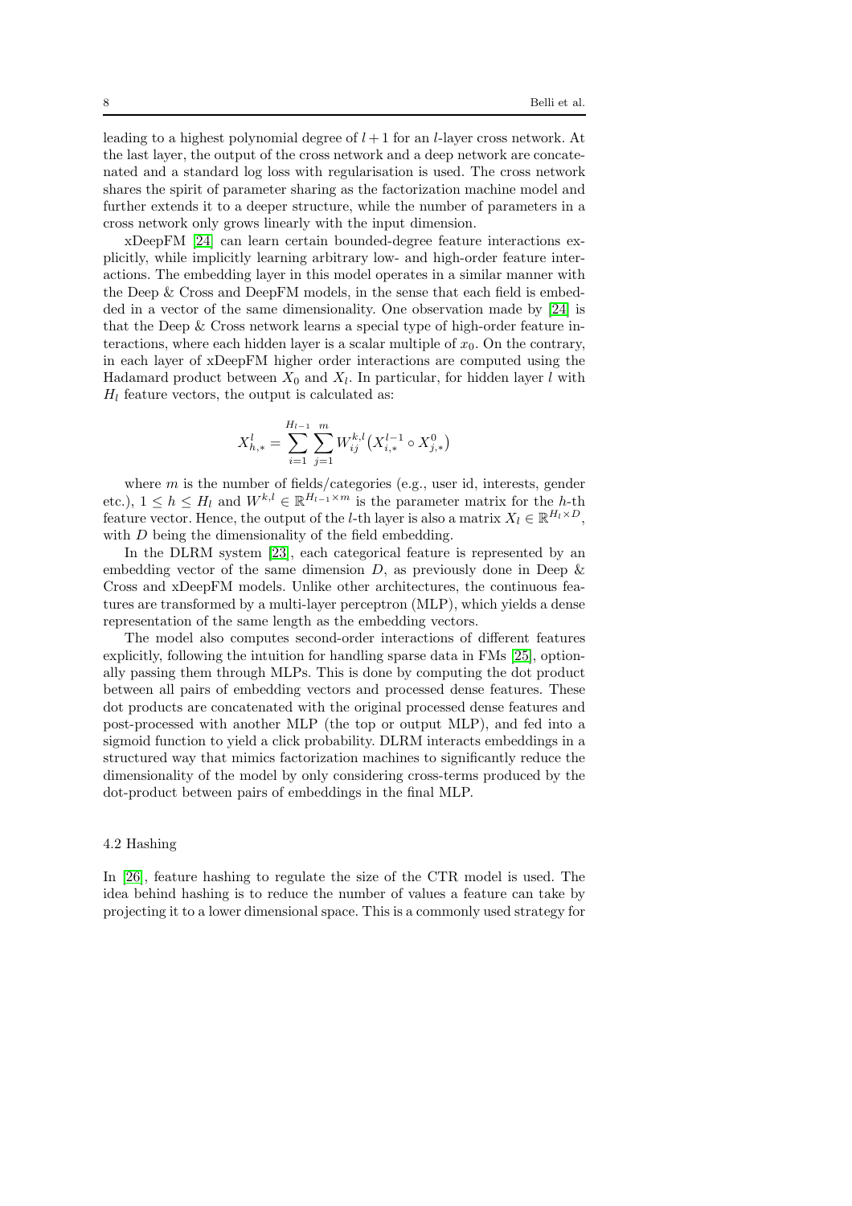leading to a highest polynomial degree of $l + 1$ for an $l$-layer cross network. At the last layer, the output of the cross network and a deep network are concatenated and a standard log loss with regularisation is used. The cross network shares the spirit of parameter sharing as the factorization machine model and further extends it to a deeper structure, while the number of parameters in a cross network only grows linearly with the input dimension.

xDeepFM [24] can learn certain bounded-degree feature interactions explicitly, while implicitly learning arbitrary low- and high-order feature interactions. The embedding layer in this model operates in a similar manner with the Deep & Cross and DeepFM models, in the sense that each field is embedded in a vector of the same dimensionality. One observation made by [24] is that the Deep & Cross network learns a special type of high-order feature interactions, where each hidden layer is a scalar multiple of $x_0$. On the contrary, in each layer of xDeepFM higher order interactions are computed using the Hadamard product between $X_0$ and $X_l$. In particular, for hidden layer $l$ with $H_l$ feature vectors, the output is calculated as:

$$X^l_{h,*} = \sum_{i=1}^{H_{l-1}} \sum_{j=1}^{m} W^{k,l}_{ij} \left( X^{l-1}_{i,*} \circ X^0_{j,*} \right)$$

where $m$ is the number of fields/categories (e.g., user id, interests, gender etc.), $1 \leq h \leq H_l$ and $W^{k,l} \in \mathbb{R}^{H_{l-1} \times m}$ is the parameter matrix for the $h$-th feature vector. Hence, the output of the $l$-th layer is also a matrix $X_l \in \mathbb{R}^{H_l \times D}$, with $D$ being the dimensionality of the field embedding.

In the DLRM system [23], each categorical feature is represented by an embedding vector of the same dimension $D$, as previously done in Deep & Cross and xDeepFM models. Unlike other architectures, the continuous features are transformed by a multi-layer perceptron (MLP), which yields a dense representation of the same length as the embedding vectors.

The model also computes second-order interactions of different features explicitly, following the intuition for handling sparse data in FMs [25], optionally passing them through MLPs. This is done by computing the dot product between all pairs of embedding vectors and processed dense features. These dot products are concatenated with the original processed dense features and post-processed with another MLP (the top or output MLP), and fed into a sigmoid function to yield a click probability. DLRM interacts embeddings in a structured way that mimics factorization machines to significantly reduce the dimensionality of the model by only considering cross-terms produced by the dot-product between pairs of embeddings in the final MLP.

### 4.2 Hashing

In [26], feature hashing to regulate the size of the CTR model is used. The idea behind hashing is to reduce the number of values a feature can take by projecting it to a lower dimensional space. This is a commonly used strategy for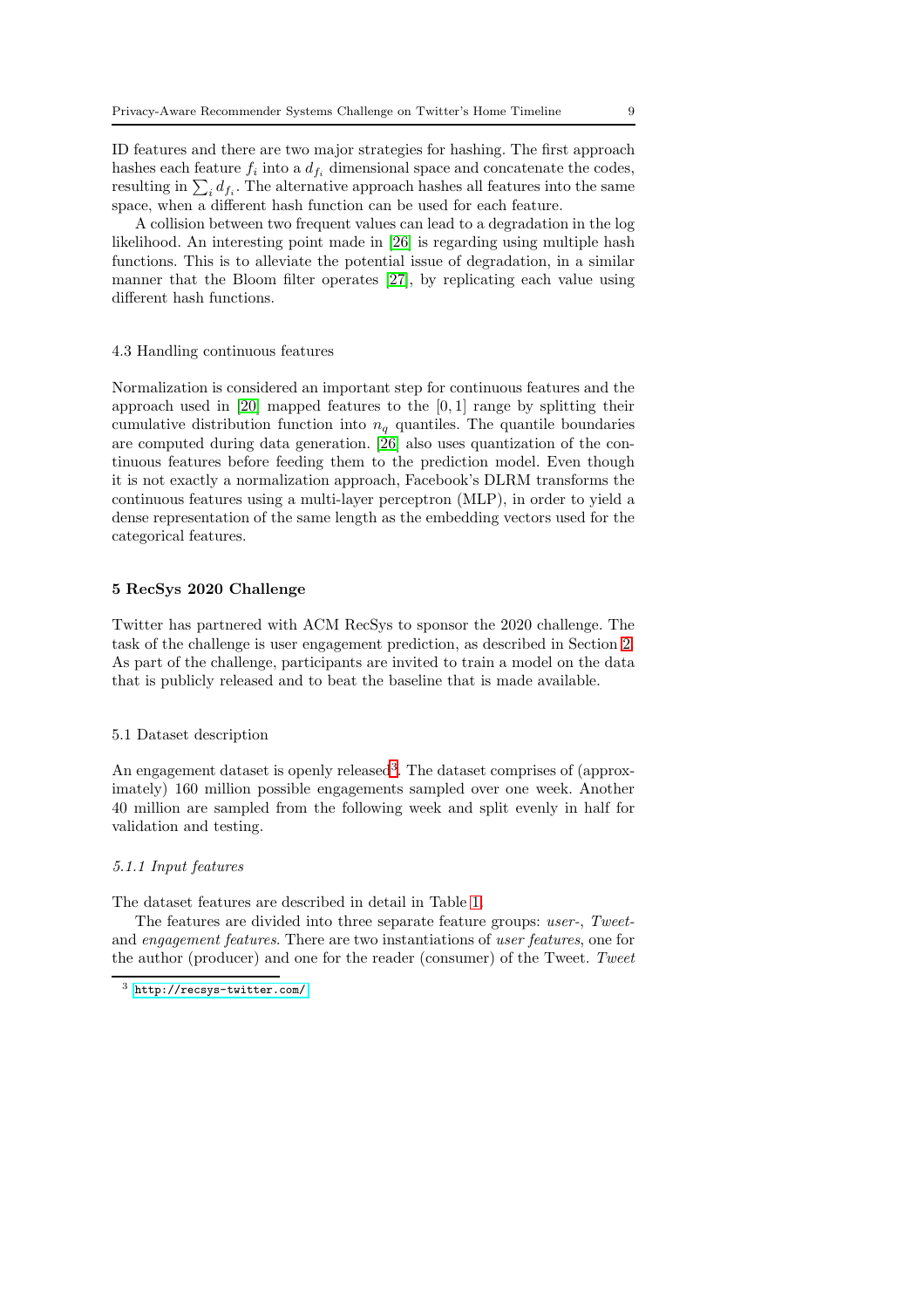ID features and there are two major strategies for hashing. The first approach hashes each feature $f_i$ into a $d_{f_i}$ dimensional space and concatenate the codes, resulting in $\sum_i d_{f_i}$. The alternative approach hashes all features into the same space, when a different hash function can be used for each feature.

A collision between two frequent values can lead to a degradation in the log likelihood. An interesting point made in [26] is regarding using multiple hash functions. This is to alleviate the potential issue of degradation, in a similar manner that the Bloom filter operates [27], by replicating each value using different hash functions.

### 4.3 Handling continuous features

Normalization is considered an important step for continuous features and the approach used in [20] mapped features to the $[0, 1]$ range by splitting their cumulative distribution function into $n_q$ quantiles. The quantile boundaries are computed during data generation. [26] also uses quantization of the continuous features before feeding them to the prediction model. Even though it is not exactly a normalization approach, Facebook's DLRM transforms the continuous features using a multi-layer perceptron (MLP), in order to yield a dense representation of the same length as the embedding vectors used for the categorical features.

## 5 RecSys 2020 Challenge

Twitter has partnered with ACM RecSys to sponsor the 2020 challenge. The task of the challenge is user engagement prediction, as described in Section 2. As part of the challenge, participants are invited to train a model on the data that is publicly released and to beat the baseline that is made available.

### 5.1 Dataset description

An engagement dataset is openly released[3]. The dataset comprises of (approximately) 160 million possible engagements sampled over one week. Another 40 million are sampled from the following week and split evenly in half for validation and testing.

#### *5.1.1 Input features*

The dataset features are described in detail in Table 1.

The features are divided into three separate feature groups: *user-*, *Tweet-* and *engagement features*. There are two instantiations of *user features*, one for the author (producer) and one for the reader (consumer) of the Tweet. *Tweet*

[3] http://recsys-twitter.com/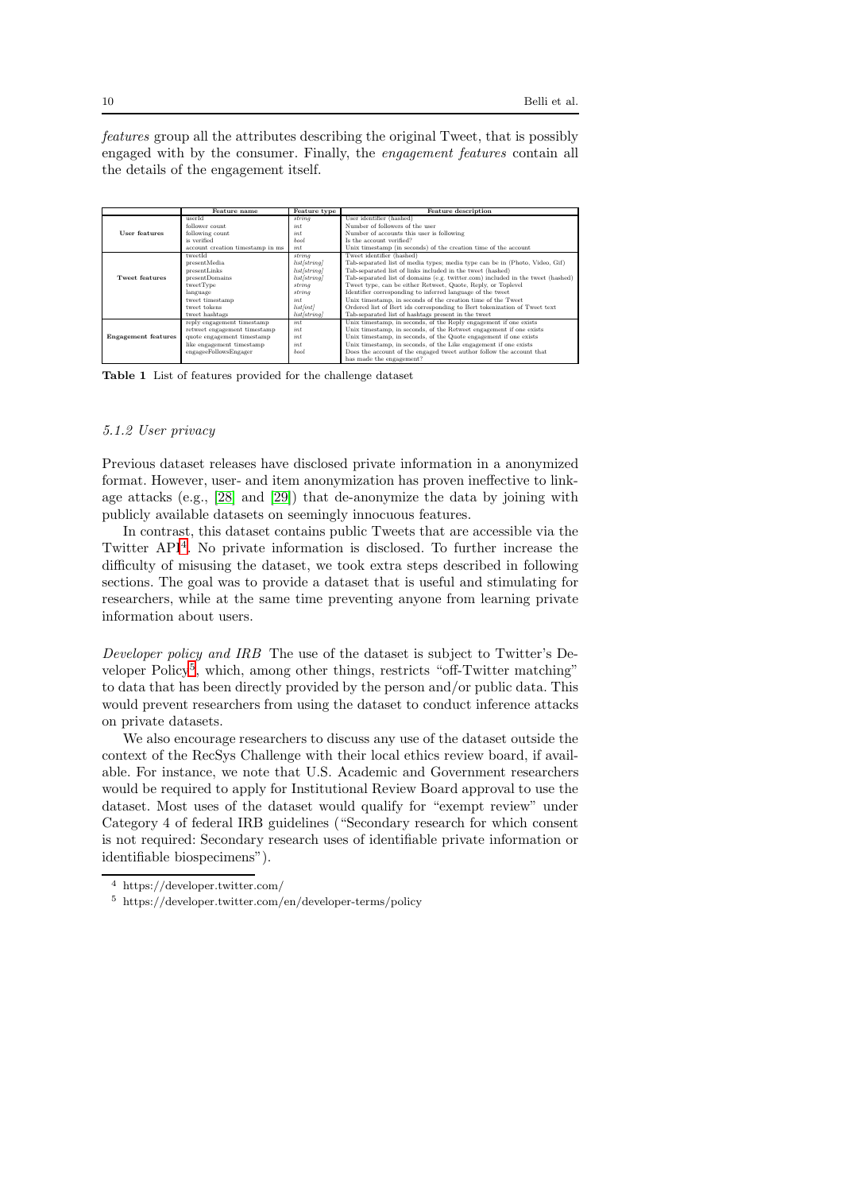*features* group all the attributes describing the original Tweet, that is possibly engaged with by the consumer. Finally, the *engagement features* contain all the details of the engagement itself.

| | Feature name | Feature type | Feature description |
|---|---|---|---|
| **User features** | userId | *string* | User identifier (hashed) |
| | follower count | *int* | Number of followers of the user |
| | following count | *int* | Number of accounts this user is following |
| | is verified | *bool* | Is the account verified? |
| | account creation timestamp in ms | *int* | Unix timestamp (in seconds) of the creation time of the account |
| **Tweet features** | tweetId | *string* | Tweet identifier (hashed) |
| | presentMedia | *list[string]* | Tab-separated list of media types; media type can be in (Photo, Video, Gif) |
| | presentLinks | *list[string]* | Tab-separated list of links included in the tweet (hashed) |
| | presentDomains | *list[string]* | Tab-separated list of domains (e.g. twitter.com) included in the tweet (hashed) |
| | tweetType | *string* | Tweet type, can be either Retweet, Quote, Reply, or Toplevel |
| | language | *string* | Identifier corresponding to inferred language of the tweet |
| | tweet timestamp | *int* | Unix timestamp, in seconds of the creation time of the Tweet |
| | tweet tokens | *list[int]* | Ordered list of Bert ids corresponding to Bert tokenization of Tweet text |
| | tweet hashtags | *list[string]* | Tab-separated list of hashtags present in the tweet |
| **Engagement features** | reply engagement timestamp | *int* | Unix timestamp, in seconds, of the Reply engagement if one exists |
| | retweet engagement timestamp | *int* | Unix timestamp, in seconds, of the Retweet engagement if one exists |
| | quote engagement timestamp | *int* | Unix timestamp, in seconds, of the Quote engagement if one exists |
| | like engagement timestamp | *int* | Unix timestamp, in seconds, of the Like engagement if one exists |
| | engageeFollowsEngager | *bool* | Does the account of the engaged tweet author follow the account that has made the engagement? |

**Table 1** List of features provided for the challenge dataset

#### *5.1.2 User privacy*

Previous dataset releases have disclosed private information in a anonymized format. However, user- and item anonymization has proven ineffective to linkage attacks (e.g., [28] and [29]) that de-anonymize the data by joining with publicly available datasets on seemingly innocuous features.

In contrast, this dataset contains public Tweets that are accessible via the Twitter API[4]. No private information is disclosed. To further increase the difficulty of misusing the dataset, we took extra steps described in following sections. The goal was to provide a dataset that is useful and stimulating for researchers, while at the same time preventing anyone from learning private information about users.

*Developer policy and IRB* The use of the dataset is subject to Twitter's Developer Policy[5], which, among other things, restricts "off-Twitter matching" to data that has been directly provided by the person and/or public data. This would prevent researchers from using the dataset to conduct inference attacks on private datasets.

We also encourage researchers to discuss any use of the dataset outside the context of the RecSys Challenge with their local ethics review board, if available. For instance, we note that U.S. Academic and Government researchers would be required to apply for Institutional Review Board approval to use the dataset. Most uses of the dataset would qualify for "exempt review" under Category 4 of federal IRB guidelines ("Secondary research for which consent is not required: Secondary research uses of identifiable private information or identifiable biospecimens").

[4] https://developer.twitter.com/

[5] https://developer.twitter.com/en/developer-terms/policy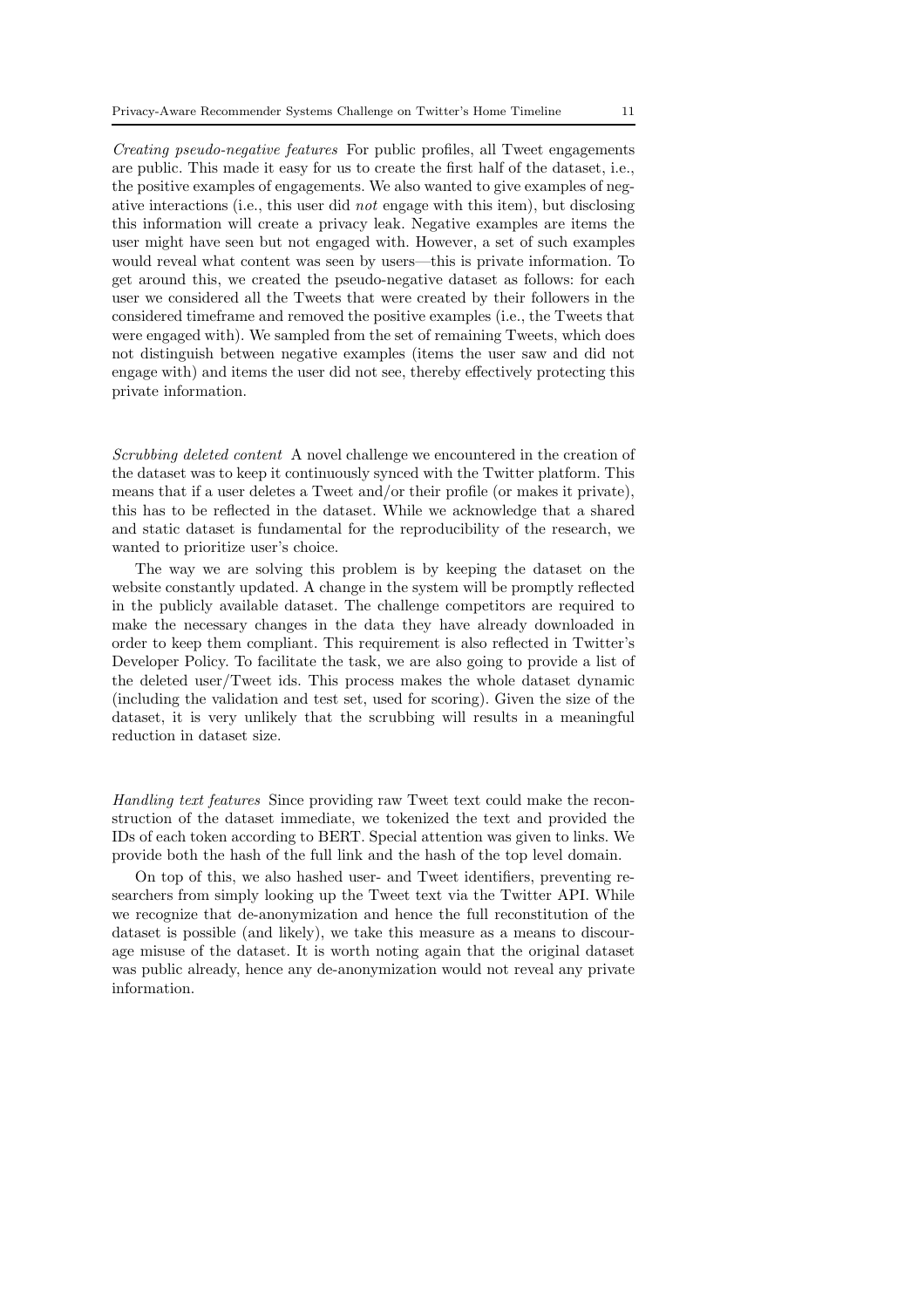*Creating pseudo-negative features* For public profiles, all Tweet engagements are public. This made it easy for us to create the first half of the dataset, i.e., the positive examples of engagements. We also wanted to give examples of negative interactions (i.e., this user did *not* engage with this item), but disclosing this information will create a privacy leak. Negative examples are items the user might have seen but not engaged with. However, a set of such examples would reveal what content was seen by users—this is private information. To get around this, we created the pseudo-negative dataset as follows: for each user we considered all the Tweets that were created by their followers in the considered timeframe and removed the positive examples (i.e., the Tweets that were engaged with). We sampled from the set of remaining Tweets, which does not distinguish between negative examples (items the user saw and did not engage with) and items the user did not see, thereby effectively protecting this private information.

*Scrubbing deleted content* A novel challenge we encountered in the creation of the dataset was to keep it continuously synced with the Twitter platform. This means that if a user deletes a Tweet and/or their profile (or makes it private), this has to be reflected in the dataset. While we acknowledge that a shared and static dataset is fundamental for the reproducibility of the research, we wanted to prioritize user's choice.

The way we are solving this problem is by keeping the dataset on the website constantly updated. A change in the system will be promptly reflected in the publicly available dataset. The challenge competitors are required to make the necessary changes in the data they have already downloaded in order to keep them compliant. This requirement is also reflected in Twitter's Developer Policy. To facilitate the task, we are also going to provide a list of the deleted user/Tweet ids. This process makes the whole dataset dynamic (including the validation and test set, used for scoring). Given the size of the dataset, it is very unlikely that the scrubbing will results in a meaningful reduction in dataset size.

*Handling text features* Since providing raw Tweet text could make the reconstruction of the dataset immediate, we tokenized the text and provided the IDs of each token according to BERT. Special attention was given to links. We provide both the hash of the full link and the hash of the top level domain.

On top of this, we also hashed user- and Tweet identifiers, preventing researchers from simply looking up the Tweet text via the Twitter API. While we recognize that de-anonymization and hence the full reconstitution of the dataset is possible (and likely), we take this measure as a means to discourage misuse of the dataset. It is worth noting again that the original dataset was public already, hence any de-anonymization would not reveal any private information.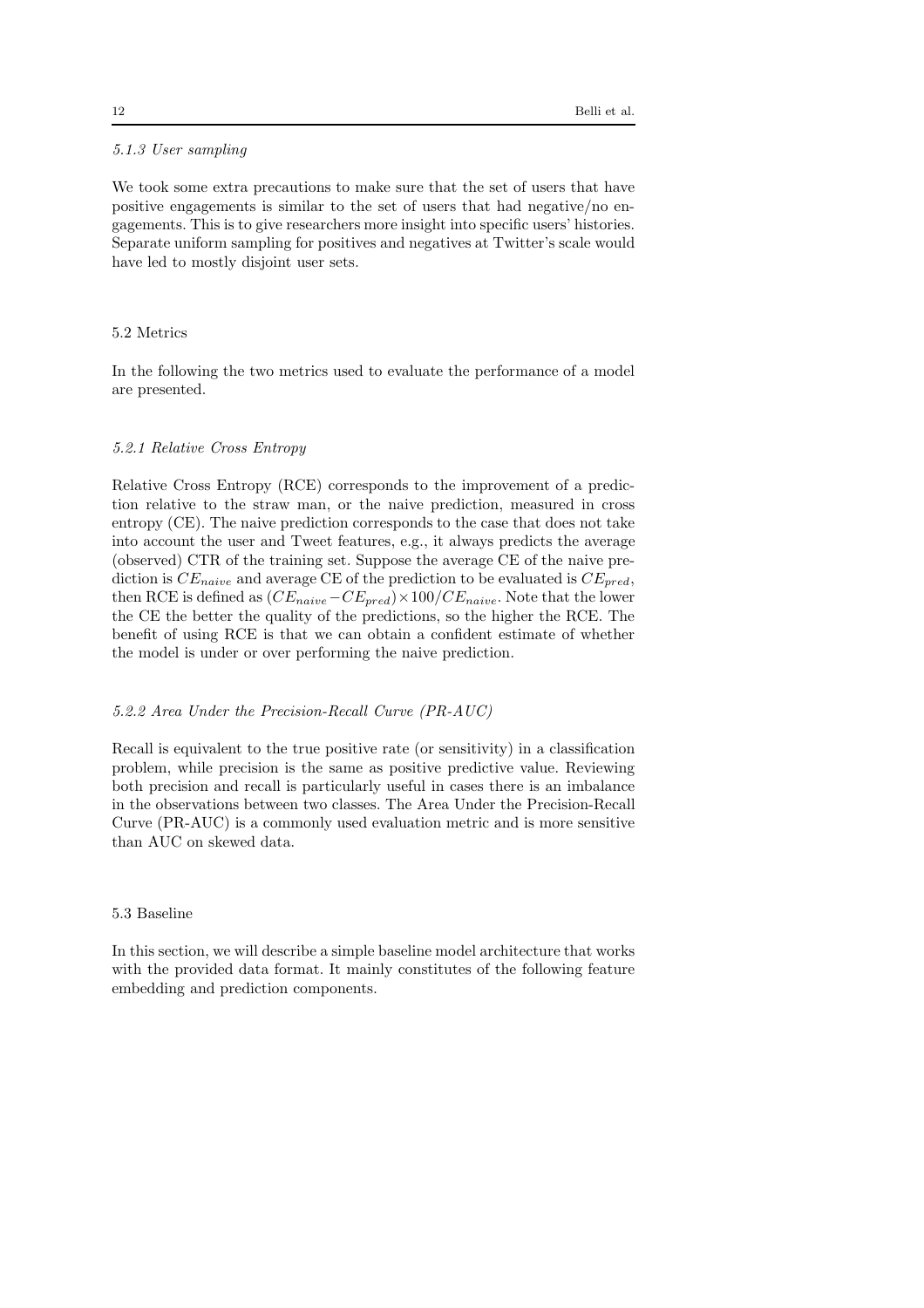#### 5.1.3 User sampling

We took some extra precautions to make sure that the set of users that have positive engagements is similar to the set of users that had negative/no engagements. This is to give researchers more insight into specific users' histories. Separate uniform sampling for positives and negatives at Twitter's scale would have led to mostly disjoint user sets.

### 5.2 Metrics

In the following the two metrics used to evaluate the performance of a model are presented.

#### 5.2.1 Relative Cross Entropy

Relative Cross Entropy (RCE) corresponds to the improvement of a prediction relative to the straw man, or the naive prediction, measured in cross entropy (CE). The naive prediction corresponds to the case that does not take into account the user and Tweet features, e.g., it always predicts the average (observed) CTR of the training set. Suppose the average CE of the naive prediction is $CE_{naive}$ and average CE of the prediction to be evaluated is $CE_{pred}$, then RCE is defined as $(CE_{naive} - CE_{pred}) \times 100 / CE_{naive}$. Note that the lower the CE the better the quality of the predictions, so the higher the RCE. The benefit of using RCE is that we can obtain a confident estimate of whether the model is under or over performing the naive prediction.

#### 5.2.2 Area Under the Precision-Recall Curve (PR-AUC)

Recall is equivalent to the true positive rate (or sensitivity) in a classification problem, while precision is the same as positive predictive value. Reviewing both precision and recall is particularly useful in cases there is an imbalance in the observations between two classes. The Area Under the Precision-Recall Curve (PR-AUC) is a commonly used evaluation metric and is more sensitive than AUC on skewed data.

### 5.3 Baseline

In this section, we will describe a simple baseline model architecture that works with the provided data format. It mainly constitutes of the following feature embedding and prediction components.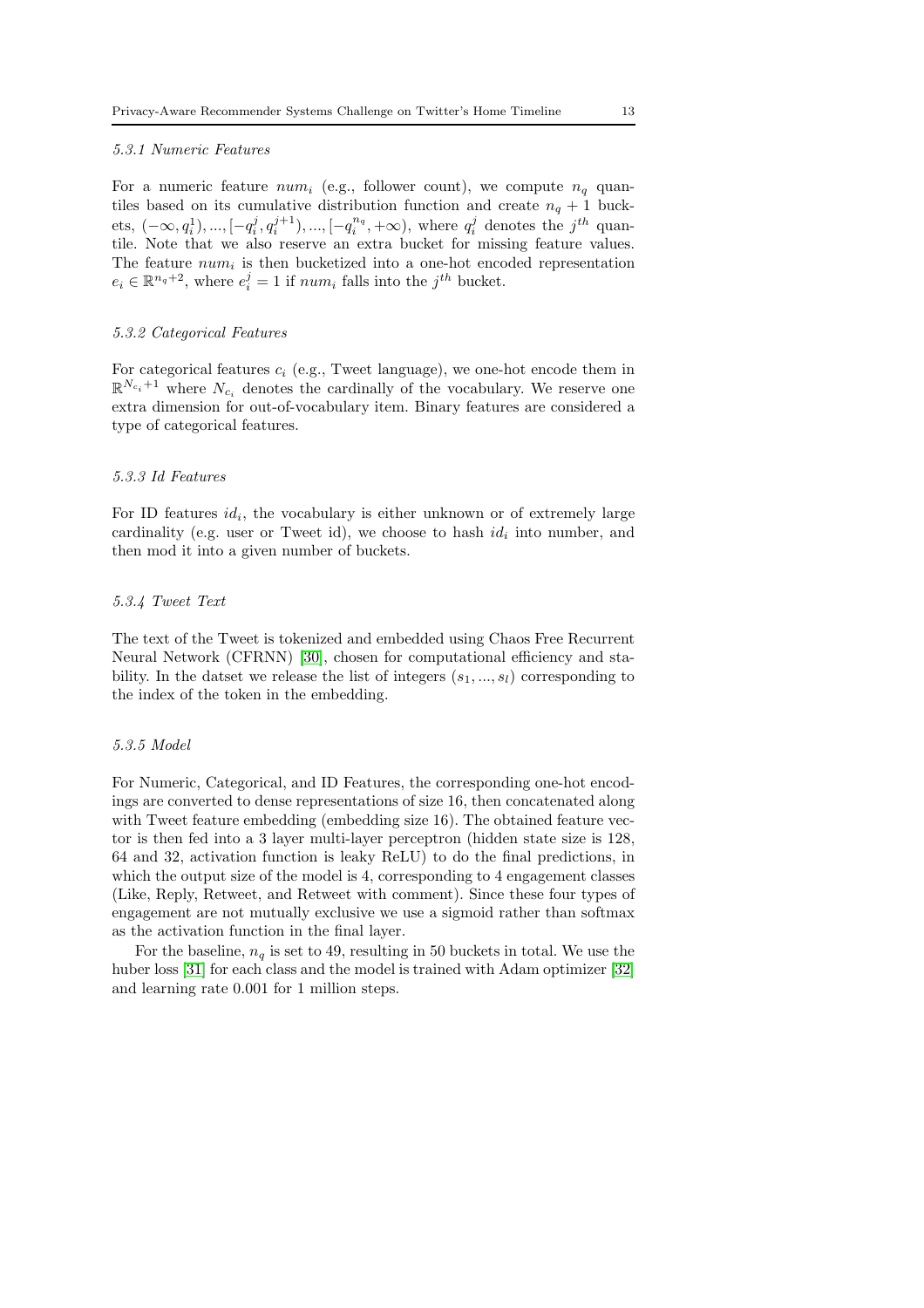#### 5.3.1 Numeric Features

For a numeric feature $num_i$ (e.g., follower count), we compute $n_q$ quantiles based on its cumulative distribution function and create $n_q + 1$ buckets, $(-\infty, q_i^1), ..., [-q_i^j, q_i^{j+1}), ..., [-q_i^{n_q}, +\infty)$, where $q_i^j$ denotes the $j^{th}$ quantile. Note that we also reserve an extra bucket for missing feature values. The feature $num_i$ is then bucketized into a one-hot encoded representation $e_i \in \mathbb{R}^{n_q+2}$, where $e_i^j = 1$ if $num_i$ falls into the $j^{th}$ bucket.

#### 5.3.2 Categorical Features

For categorical features $c_i$ (e.g., Tweet language), we one-hot encode them in $\mathbb{R}^{N_{c_i}+1}$ where $N_{c_i}$ denotes the cardinally of the vocabulary. We reserve one extra dimension for out-of-vocabulary item. Binary features are considered a type of categorical features.

#### 5.3.3 Id Features

For ID features $id_i$, the vocabulary is either unknown or of extremely large cardinality (e.g. user or Tweet id), we choose to hash $id_i$ into number, and then mod it into a given number of buckets.

#### 5.3.4 Tweet Text

The text of the Tweet is tokenized and embedded using Chaos Free Recurrent Neural Network (CFRNN) [30], chosen for computational efficiency and stability. In the datset we release the list of integers $(s_1, ..., s_l)$ corresponding to the index of the token in the embedding.

#### 5.3.5 Model

For Numeric, Categorical, and ID Features, the corresponding one-hot encodings are converted to dense representations of size 16, then concatenated along with Tweet feature embedding (embedding size 16). The obtained feature vector is then fed into a 3 layer multi-layer perceptron (hidden state size is 128, 64 and 32, activation function is leaky ReLU) to do the final predictions, in which the output size of the model is 4, corresponding to 4 engagement classes (Like, Reply, Retweet, and Retweet with comment). Since these four types of engagement are not mutually exclusive we use a sigmoid rather than softmax as the activation function in the final layer.

For the baseline, $n_q$ is set to 49, resulting in 50 buckets in total. We use the huber loss [31] for each class and the model is trained with Adam optimizer [32] and learning rate 0.001 for 1 million steps.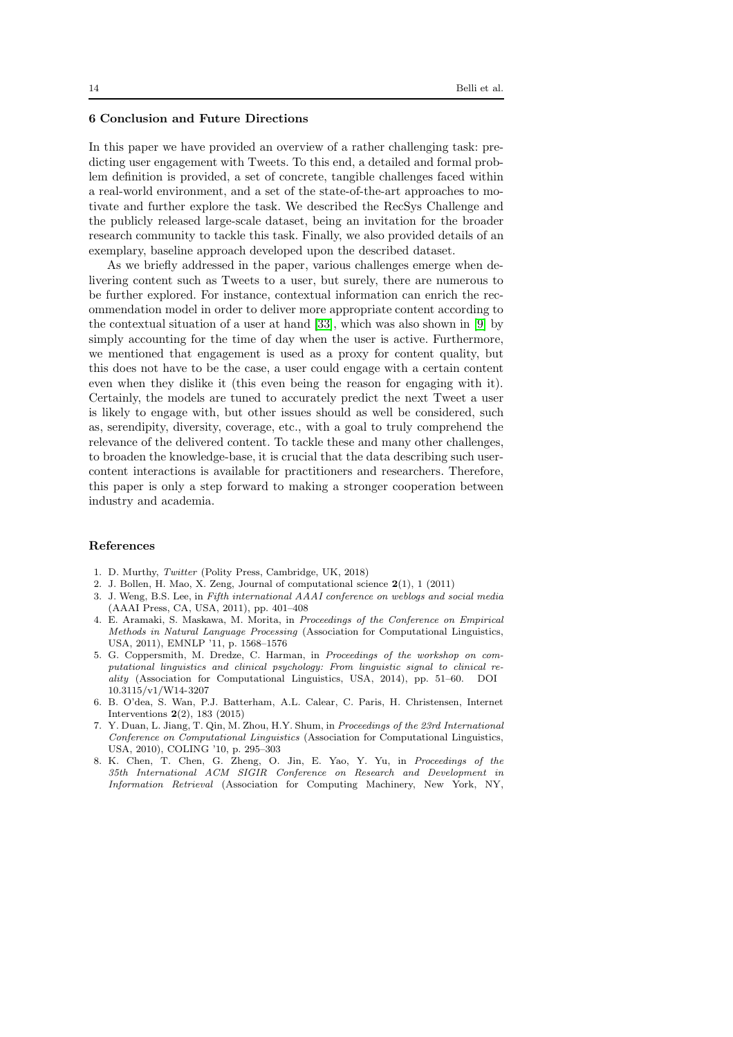## 6 Conclusion and Future Directions

In this paper we have provided an overview of a rather challenging task: predicting user engagement with Tweets. To this end, a detailed and formal problem definition is provided, a set of concrete, tangible challenges faced within a real-world environment, and a set of the state-of-the-art approaches to motivate and further explore the task. We described the RecSys Challenge and the publicly released large-scale dataset, being an invitation for the broader research community to tackle this task. Finally, we also provided details of an exemplary, baseline approach developed upon the described dataset.

As we briefly addressed in the paper, various challenges emerge when delivering content such as Tweets to a user, but surely, there are numerous to be further explored. For instance, contextual information can enrich the recommendation model in order to deliver more appropriate content according to the contextual situation of a user at hand [33], which was also shown in [9] by simply accounting for the time of day when the user is active. Furthermore, we mentioned that engagement is used as a proxy for content quality, but this does not have to be the case, a user could engage with a certain content even when they dislike it (this even being the reason for engaging with it). Certainly, the models are tuned to accurately predict the next Tweet a user is likely to engage with, but other issues should as well be considered, such as, serendipity, diversity, coverage, etc., with a goal to truly comprehend the relevance of the delivered content. To tackle these and many other challenges, to broaden the knowledge-base, it is crucial that the data describing such user-content interactions is available for practitioners and researchers. Therefore, this paper is only a step forward to making a stronger cooperation between industry and academia.

## References

1. D. Murthy, *Twitter* (Polity Press, Cambridge, UK, 2018)
2. J. Bollen, H. Mao, X. Zeng, Journal of computational science **2**(1), 1 (2011)
3. J. Weng, B.S. Lee, in *Fifth international AAAI conference on weblogs and social media* (AAAI Press, CA, USA, 2011), pp. 401–408
4. E. Aramaki, S. Maskawa, M. Morita, in *Proceedings of the Conference on Empirical Methods in Natural Language Processing* (Association for Computational Linguistics, USA, 2011), EMNLP '11, p. 1568–1576
5. G. Coppersmith, M. Dredze, C. Harman, in *Proceedings of the workshop on computational linguistics and clinical psychology: From linguistic signal to clinical reality* (Association for Computational Linguistics, USA, 2014), pp. 51–60. DOI 10.3115/v1/W14-3207
6. B. O'dea, S. Wan, P.J. Batterham, A.L. Calear, C. Paris, H. Christensen, Internet Interventions **2**(2), 183 (2015)
7. Y. Duan, L. Jiang, T. Qin, M. Zhou, H.Y. Shum, in *Proceedings of the 23rd International Conference on Computational Linguistics* (Association for Computational Linguistics, USA, 2010), COLING '10, p. 295–303
8. K. Chen, T. Chen, G. Zheng, O. Jin, E. Yao, Y. Yu, in *Proceedings of the 35th International ACM SIGIR Conference on Research and Development in Information Retrieval* (Association for Computing Machinery, New York, NY,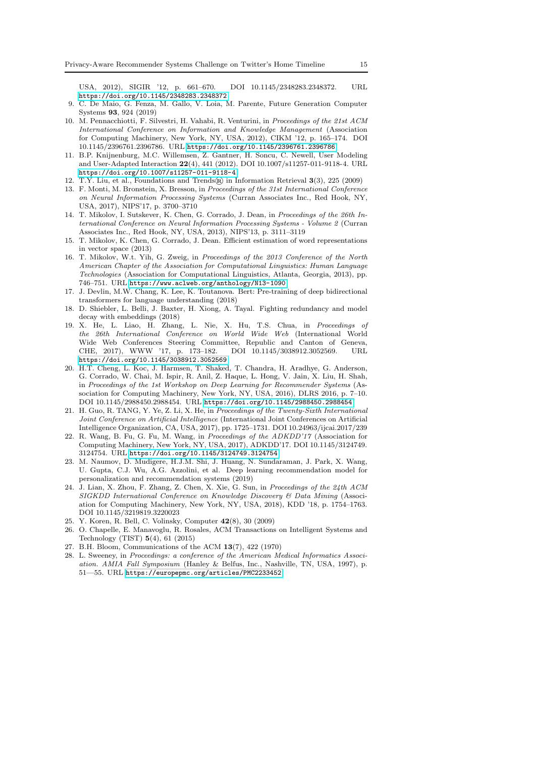USA, 2012), SIGIR '12, p. 661–670. DOI 10.1145/2348283.2348372. URL https://doi.org/10.1145/2348283.2348372

9. C. De Maio, G. Fenza, M. Gallo, V. Loia, M. Parente, Future Generation Computer Systems **93**, 924 (2019)
10. M. Pennacchiotti, F. Silvestri, H. Vahabi, R. Venturini, in *Proceedings of the 21st ACM International Conference on Information and Knowledge Management* (Association for Computing Machinery, New York, NY, USA, 2012), CIKM '12, p. 165–174. DOI 10.1145/2396761.2396786. URL https://doi.org/10.1145/2396761.2396786
11. B.P. Knijnenburg, M.C. Willemsen, Z. Gantner, H. Soncu, C. Newell, User Modeling and User-Adapted Interaction **22**(4), 441 (2012). DOI 10.1007/s11257-011-9118-4. URL https://doi.org/10.1007/s11257-011-9118-4
12. T.Y. Liu, et al., Foundations and Trends® in Information Retrieval **3**(3), 225 (2009)
13. F. Monti, M. Bronstein, X. Bresson, in *Proceedings of the 31st International Conference on Neural Information Processing Systems* (Curran Associates Inc., Red Hook, NY, USA, 2017), NIPS'17, p. 3700–3710
14. T. Mikolov, I. Sutskever, K. Chen, G. Corrado, J. Dean, in *Proceedings of the 26th International Conference on Neural Information Processing Systems - Volume 2* (Curran Associates Inc., Red Hook, NY, USA, 2013), NIPS'13, p. 3111–3119
15. T. Mikolov, K. Chen, G. Corrado, J. Dean. Efficient estimation of word representations in vector space (2013)
16. T. Mikolov, W.t. Yih, G. Zweig, in *Proceedings of the 2013 Conference of the North American Chapter of the Association for Computational Linguistics: Human Language Technologies* (Association for Computational Linguistics, Atlanta, Georgia, 2013), pp. 746–751. URL https://www.aclweb.org/anthology/N13-1090
17. J. Devlin, M.W. Chang, K. Lee, K. Toutanova. Bert: Pre-training of deep bidirectional transformers for language understanding (2018)
18. D. Shiebler, L. Belli, J. Baxter, H. Xiong, A. Tayal. Fighting redundancy and model decay with embeddings (2018)
19. X. He, L. Liao, H. Zhang, L. Nie, X. Hu, T.S. Chua, in *Proceedings of the 26th International Conference on World Wide Web* (International World Wide Web Conferences Steering Committee, Republic and Canton of Geneva, CHE, 2017), WWW '17, p. 173–182. DOI 10.1145/3038912.3052569. URL https://doi.org/10.1145/3038912.3052569
20. H.T. Cheng, L. Koc, J. Harmsen, T. Shaked, T. Chandra, H. Aradhye, G. Anderson, G. Corrado, W. Chai, M. Ispir, R. Anil, Z. Haque, L. Hong, V. Jain, X. Liu, H. Shah, in *Proceedings of the 1st Workshop on Deep Learning for Recommender Systems* (Association for Computing Machinery, New York, NY, USA, 2016), DLRS 2016, p. 7–10. DOI 10.1145/2988450.2988454. URL https://doi.org/10.1145/2988450.2988454
21. H. Guo, R. TANG, Y. Ye, Z. Li, X. He, in *Proceedings of the Twenty-Sixth International Joint Conference on Artificial Intelligence* (International Joint Conferences on Artificial Intelligence Organization, CA, USA, 2017), pp. 1725–1731. DOI 10.24963/ijcai.2017/239
22. R. Wang, B. Fu, G. Fu, M. Wang, in *Proceedings of the ADKDD'17* (Association for Computing Machinery, New York, NY, USA, 2017), ADKDD'17. DOI 10.1145/3124749.3124754. URL https://doi.org/10.1145/3124749.3124754
23. M. Naumov, D. Mudigere, H.J.M. Shi, J. Huang, N. Sundaraman, J. Park, X. Wang, U. Gupta, C.J. Wu, A.G. Azzolini, et al. Deep learning recommendation model for personalization and recommendation systems (2019)
24. J. Lian, X. Zhou, F. Zhang, Z. Chen, X. Xie, G. Sun, in *Proceedings of the 24th ACM SIGKDD International Conference on Knowledge Discovery & Data Mining* (Association for Computing Machinery, New York, NY, USA, 2018), KDD '18, p. 1754–1763. DOI 10.1145/3219819.3220023
25. Y. Koren, R. Bell, C. Volinsky, Computer **42**(8), 30 (2009)
26. O. Chapelle, E. Manavoglu, R. Rosales, ACM Transactions on Intelligent Systems and Technology (TIST) **5**(4), 61 (2015)
27. B.H. Bloom, Communications of the ACM **13**(7), 422 (1970)
28. L. Sweeney, in *Proceedings: a conference of the American Medical Informatics Association. AMIA Fall Symposium* (Hanley & Belfus, Inc., Nashville, TN, USA, 1997), p. 51—55. URL https://europepmc.org/articles/PMC2233452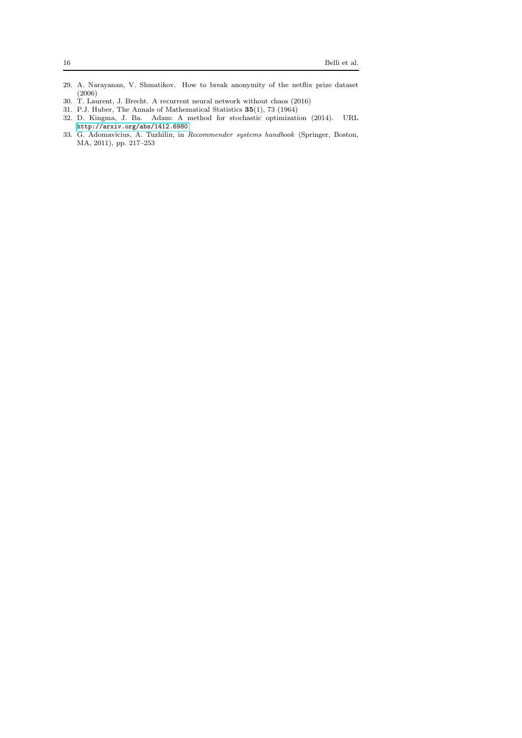29. A. Narayanan, V. Shmatikov. How to break anonymity of the netflix prize dataset (2006)
30. T. Laurent, J. Brecht. A recurrent neural network without chaos (2016)
31. P.J. Huber, The Annals of Mathematical Statistics **35**(1), 73 (1964)
32. D. Kingma, J. Ba. Adam: A method for stochastic optimization (2014). URL http://arxiv.org/abs/1412.6980
33. G. Adomavicius, A. Tuzhilin, in *Recommender systems handbook* (Springer, Boston, MA, 2011), pp. 217–253